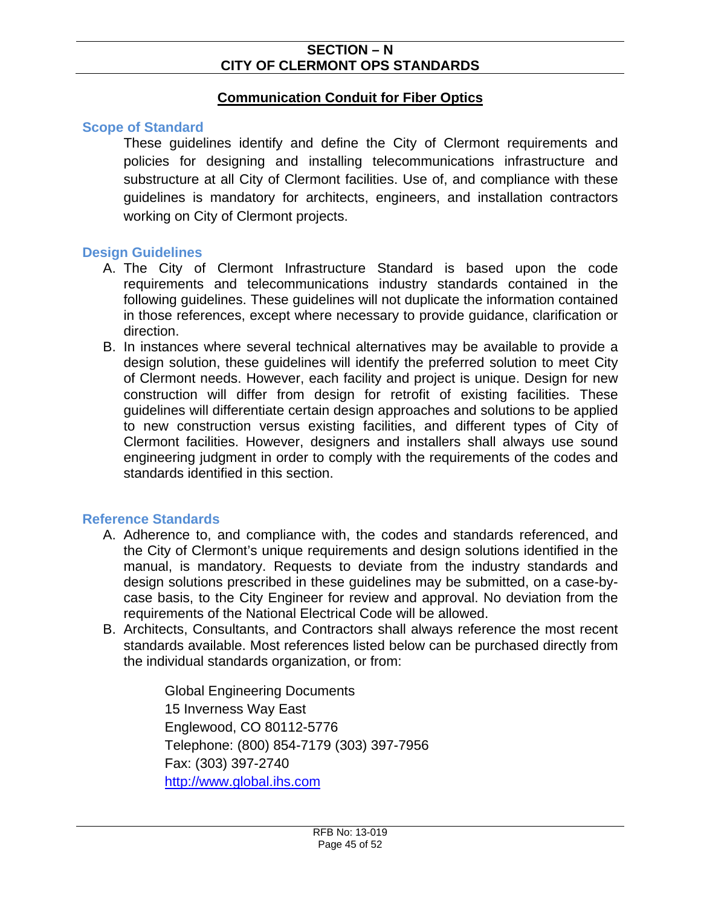# SECTION – N
# CITY OF CLERMONT OPS STANDARDS

## Communication Conduit for Fiber Optics

### Scope of Standard

These guidelines identify and define the City of Clermont requirements and policies for designing and installing telecommunications infrastructure and substructure at all City of Clermont facilities. Use of, and compliance with these guidelines is mandatory for architects, engineers, and installation contractors working on City of Clermont projects.

### Design Guidelines

A. The City of Clermont Infrastructure Standard is based upon the code requirements and telecommunications industry standards contained in the following guidelines. These guidelines will not duplicate the information contained in those references, except where necessary to provide guidance, clarification or direction.

B. In instances where several technical alternatives may be available to provide a design solution, these guidelines will identify the preferred solution to meet City of Clermont needs. However, each facility and project is unique. Design for new construction will differ from design for retrofit of existing facilities. These guidelines will differentiate certain design approaches and solutions to be applied to new construction versus existing facilities, and different types of City of Clermont facilities. However, designers and installers shall always use sound engineering judgment in order to comply with the requirements of the codes and standards identified in this section.

### Reference Standards

A. Adherence to, and compliance with, the codes and standards referenced, and the City of Clermont's unique requirements and design solutions identified in the manual, is mandatory. Requests to deviate from the industry standards and design solutions prescribed in these guidelines may be submitted, on a case-by-case basis, to the City Engineer for review and approval. No deviation from the requirements of the National Electrical Code will be allowed.

B. Architects, Consultants, and Contractors shall always reference the most recent standards available. Most references listed below can be purchased directly from the individual standards organization, or from:

   Global Engineering Documents
   15 Inverness Way East
   Englewood, CO 80112-5776
   Telephone: (800) 854-7179 (303) 397-7956
   Fax: (303) 397-2740
   http://www.global.ihs.com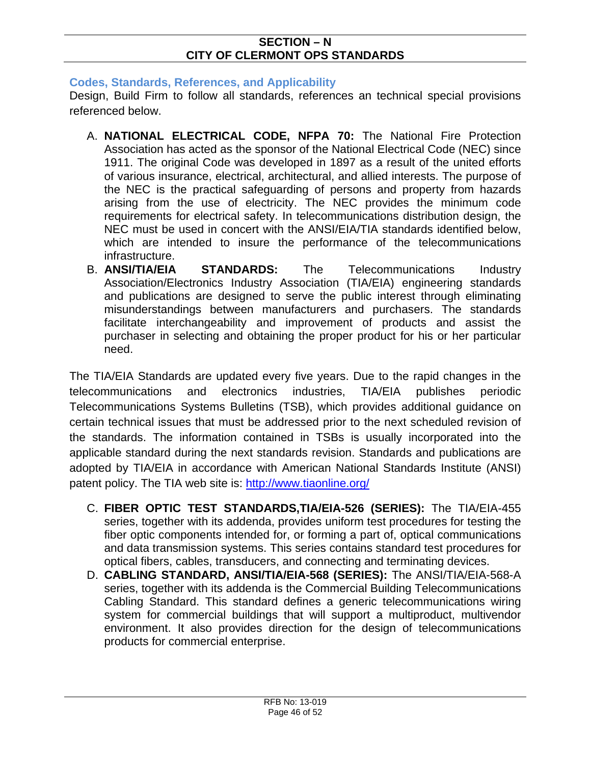## SECTION – N
## CITY OF CLERMONT OPS STANDARDS

### Codes, Standards, References, and Applicability

Design, Build Firm to follow all standards, references an technical special provisions referenced below.

A. **NATIONAL ELECTRICAL CODE, NFPA 70:** The National Fire Protection Association has acted as the sponsor of the National Electrical Code (NEC) since 1911. The original Code was developed in 1897 as a result of the united efforts of various insurance, electrical, architectural, and allied interests. The purpose of the NEC is the practical safeguarding of persons and property from hazards arising from the use of electricity. The NEC provides the minimum code requirements for electrical safety. In telecommunications distribution design, the NEC must be used in concert with the ANSI/EIA/TIA standards identified below, which are intended to insure the performance of the telecommunications infrastructure.
B. **ANSI/TIA/EIA STANDARDS:** The Telecommunications Industry Association/Electronics Industry Association (TIA/EIA) engineering standards and publications are designed to serve the public interest through eliminating misunderstandings between manufacturers and purchasers. The standards facilitate interchangeability and improvement of products and assist the purchaser in selecting and obtaining the proper product for his or her particular need.

The TIA/EIA Standards are updated every five years. Due to the rapid changes in the telecommunications and electronics industries, TIA/EIA publishes periodic Telecommunications Systems Bulletins (TSB), which provides additional guidance on certain technical issues that must be addressed prior to the next scheduled revision of the standards. The information contained in TSBs is usually incorporated into the applicable standard during the next standards revision. Standards and publications are adopted by TIA/EIA in accordance with American National Standards Institute (ANSI) patent policy. The TIA web site is: http://www.tiaonline.org/

C. **FIBER OPTIC TEST STANDARDS,TIA/EIA-526 (SERIES):** The TIA/EIA-455 series, together with its addenda, provides uniform test procedures for testing the fiber optic components intended for, or forming a part of, optical communications and data transmission systems. This series contains standard test procedures for optical fibers, cables, transducers, and connecting and terminating devices.
D. **CABLING STANDARD, ANSI/TIA/EIA-568 (SERIES):** The ANSI/TIA/EIA-568-A series, together with its addenda is the Commercial Building Telecommunications Cabling Standard. This standard defines a generic telecommunications wiring system for commercial buildings that will support a multiproduct, multivendor environment. It also provides direction for the design of telecommunications products for commercial enterprise.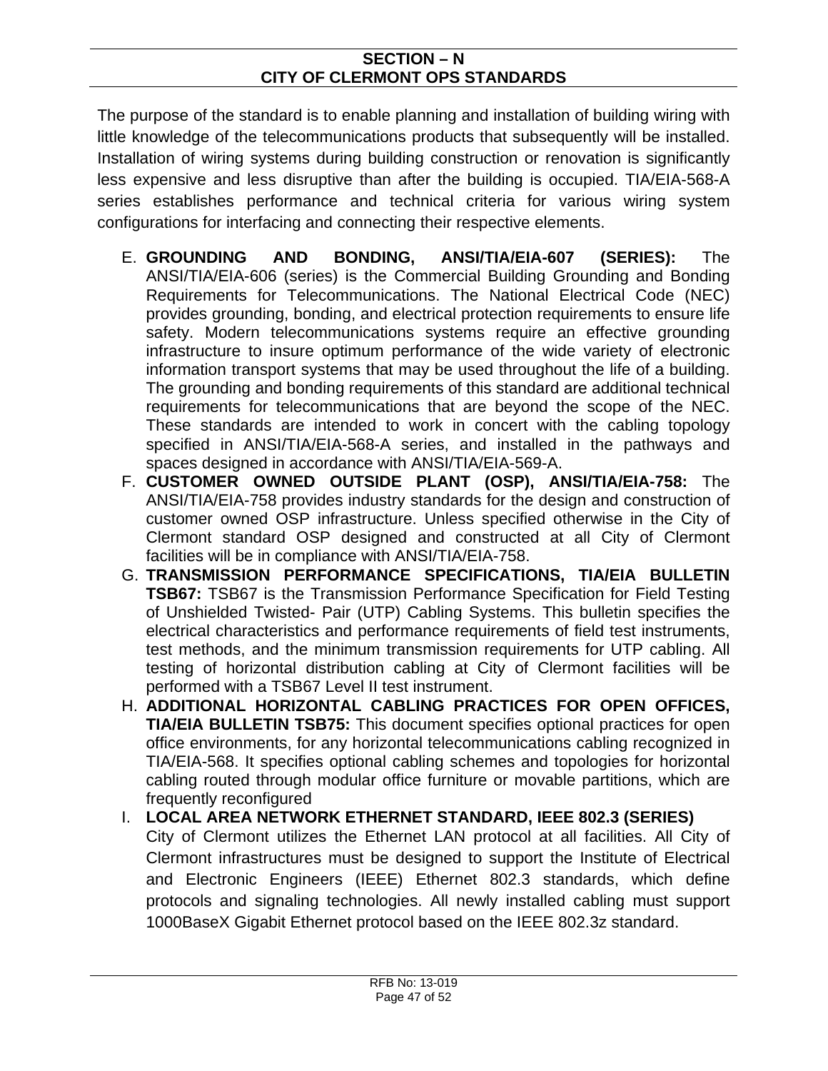**SECTION – N**
**CITY OF CLERMONT OPS STANDARDS**

The purpose of the standard is to enable planning and installation of building wiring with little knowledge of the telecommunications products that subsequently will be installed. Installation of wiring systems during building construction or renovation is significantly less expensive and less disruptive than after the building is occupied. TIA/EIA-568-A series establishes performance and technical criteria for various wiring system configurations for interfacing and connecting their respective elements.

E. **GROUNDING AND BONDING, ANSI/TIA/EIA-607 (SERIES):** The ANSI/TIA/EIA-606 (series) is the Commercial Building Grounding and Bonding Requirements for Telecommunications. The National Electrical Code (NEC) provides grounding, bonding, and electrical protection requirements to ensure life safety. Modern telecommunications systems require an effective grounding infrastructure to insure optimum performance of the wide variety of electronic information transport systems that may be used throughout the life of a building. The grounding and bonding requirements of this standard are additional technical requirements for telecommunications that are beyond the scope of the NEC. These standards are intended to work in concert with the cabling topology specified in ANSI/TIA/EIA-568-A series, and installed in the pathways and spaces designed in accordance with ANSI/TIA/EIA-569-A.
F. **CUSTOMER OWNED OUTSIDE PLANT (OSP), ANSI/TIA/EIA-758:** The ANSI/TIA/EIA-758 provides industry standards for the design and construction of customer owned OSP infrastructure. Unless specified otherwise in the City of Clermont standard OSP designed and constructed at all City of Clermont facilities will be in compliance with ANSI/TIA/EIA-758.
G. **TRANSMISSION PERFORMANCE SPECIFICATIONS, TIA/EIA BULLETIN TSB67:** TSB67 is the Transmission Performance Specification for Field Testing of Unshielded Twisted- Pair (UTP) Cabling Systems. This bulletin specifies the electrical characteristics and performance requirements of field test instruments, test methods, and the minimum transmission requirements for UTP cabling. All testing of horizontal distribution cabling at City of Clermont facilities will be performed with a TSB67 Level II test instrument.
H. **ADDITIONAL HORIZONTAL CABLING PRACTICES FOR OPEN OFFICES, TIA/EIA BULLETIN TSB75:** This document specifies optional practices for open office environments, for any horizontal telecommunications cabling recognized in TIA/EIA-568. It specifies optional cabling schemes and topologies for horizontal cabling routed through modular office furniture or movable partitions, which are frequently reconfigured
I. **LOCAL AREA NETWORK ETHERNET STANDARD, IEEE 802.3 (SERIES)** City of Clermont utilizes the Ethernet LAN protocol at all facilities. All City of Clermont infrastructures must be designed to support the Institute of Electrical and Electronic Engineers (IEEE) Ethernet 802.3 standards, which define protocols and signaling technologies. All newly installed cabling must support 1000BaseX Gigabit Ethernet protocol based on the IEEE 802.3z standard.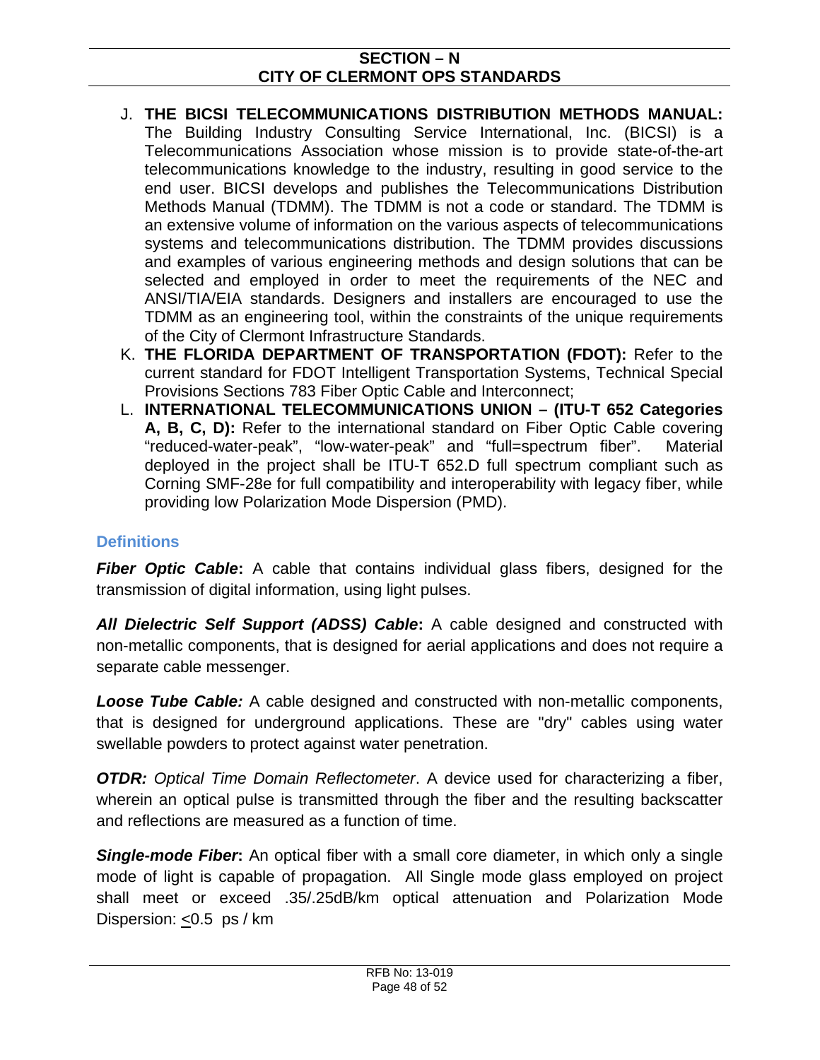J. **THE BICSI TELECOMMUNICATIONS DISTRIBUTION METHODS MANUAL:** The Building Industry Consulting Service International, Inc. (BICSI) is a Telecommunications Association whose mission is to provide state-of-the-art telecommunications knowledge to the industry, resulting in good service to the end user. BICSI develops and publishes the Telecommunications Distribution Methods Manual (TDMM). The TDMM is not a code or standard. The TDMM is an extensive volume of information on the various aspects of telecommunications systems and telecommunications distribution. The TDMM provides discussions and examples of various engineering methods and design solutions that can be selected and employed in order to meet the requirements of the NEC and ANSI/TIA/EIA standards. Designers and installers are encouraged to use the TDMM as an engineering tool, within the constraints of the unique requirements of the City of Clermont Infrastructure Standards.

K. **THE FLORIDA DEPARTMENT OF TRANSPORTATION (FDOT):** Refer to the current standard for FDOT Intelligent Transportation Systems, Technical Special Provisions Sections 783 Fiber Optic Cable and Interconnect;

L. **INTERNATIONAL TELECOMMUNICATIONS UNION – (ITU-T 652 Categories A, B, C, D):** Refer to the international standard on Fiber Optic Cable covering "reduced-water-peak", "low-water-peak" and "full=spectrum fiber". Material deployed in the project shall be ITU-T 652.D full spectrum compliant such as Corning SMF-28e for full compatibility and interoperability with legacy fiber, while providing low Polarization Mode Dispersion (PMD).

## Definitions

***Fiber Optic Cable*****:** A cable that contains individual glass fibers, designed for the transmission of digital information, using light pulses.

***All Dielectric Self Support (ADSS) Cable*****:** A cable designed and constructed with non-metallic components, that is designed for aerial applications and does not require a separate cable messenger.

***Loose Tube Cable:*** A cable designed and constructed with non-metallic components, that is designed for underground applications. These are "dry" cables using water swellable powders to protect against water penetration.

***OTDR:*** *Optical Time Domain Reflectometer*. A device used for characterizing a fiber, wherein an optical pulse is transmitted through the fiber and the resulting backscatter and reflections are measured as a function of time.

***Single-mode Fiber*****:** An optical fiber with a small core diameter, in which only a single mode of light is capable of propagation. All Single mode glass employed on project shall meet or exceed .35/.25dB/km optical attenuation and Polarization Mode Dispersion: $\leq$0.5 ps / km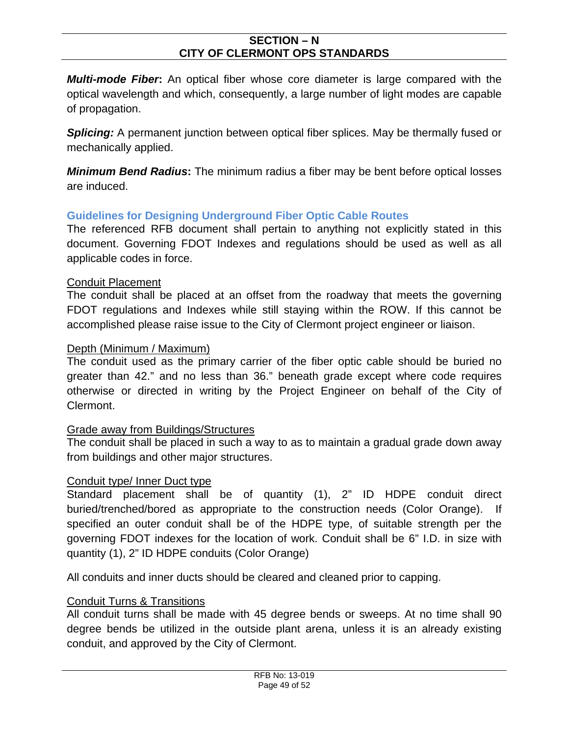***Multi-mode Fiber*:** An optical fiber whose core diameter is large compared with the optical wavelength and which, consequently, a large number of light modes are capable of propagation.

***Splicing:*** A permanent junction between optical fiber splices. May be thermally fused or mechanically applied.

***Minimum Bend Radius*:** The minimum radius a fiber may be bent before optical losses are induced.

## Guidelines for Designing Underground Fiber Optic Cable Routes

The referenced RFB document shall pertain to anything not explicitly stated in this document. Governing FDOT Indexes and regulations should be used as well as all applicable codes in force.

### Conduit Placement

The conduit shall be placed at an offset from the roadway that meets the governing FDOT regulations and Indexes while still staying within the ROW. If this cannot be accomplished please raise issue to the City of Clermont project engineer or liaison.

### Depth (Minimum / Maximum)

The conduit used as the primary carrier of the fiber optic cable should be buried no greater than 42." and no less than 36." beneath grade except where code requires otherwise or directed in writing by the Project Engineer on behalf of the City of Clermont.

### Grade away from Buildings/Structures

The conduit shall be placed in such a way to as to maintain a gradual grade down away from buildings and other major structures.

### Conduit type/ Inner Duct type

Standard placement shall be of quantity (1), 2" ID HDPE conduit direct buried/trenched/bored as appropriate to the construction needs (Color Orange). If specified an outer conduit shall be of the HDPE type, of suitable strength per the governing FDOT indexes for the location of work. Conduit shall be 6" I.D. in size with quantity (1), 2" ID HDPE conduits (Color Orange)

All conduits and inner ducts should be cleared and cleaned prior to capping.

### Conduit Turns & Transitions

All conduit turns shall be made with 45 degree bends or sweeps. At no time shall 90 degree bends be utilized in the outside plant arena, unless it is an already existing conduit, and approved by the City of Clermont.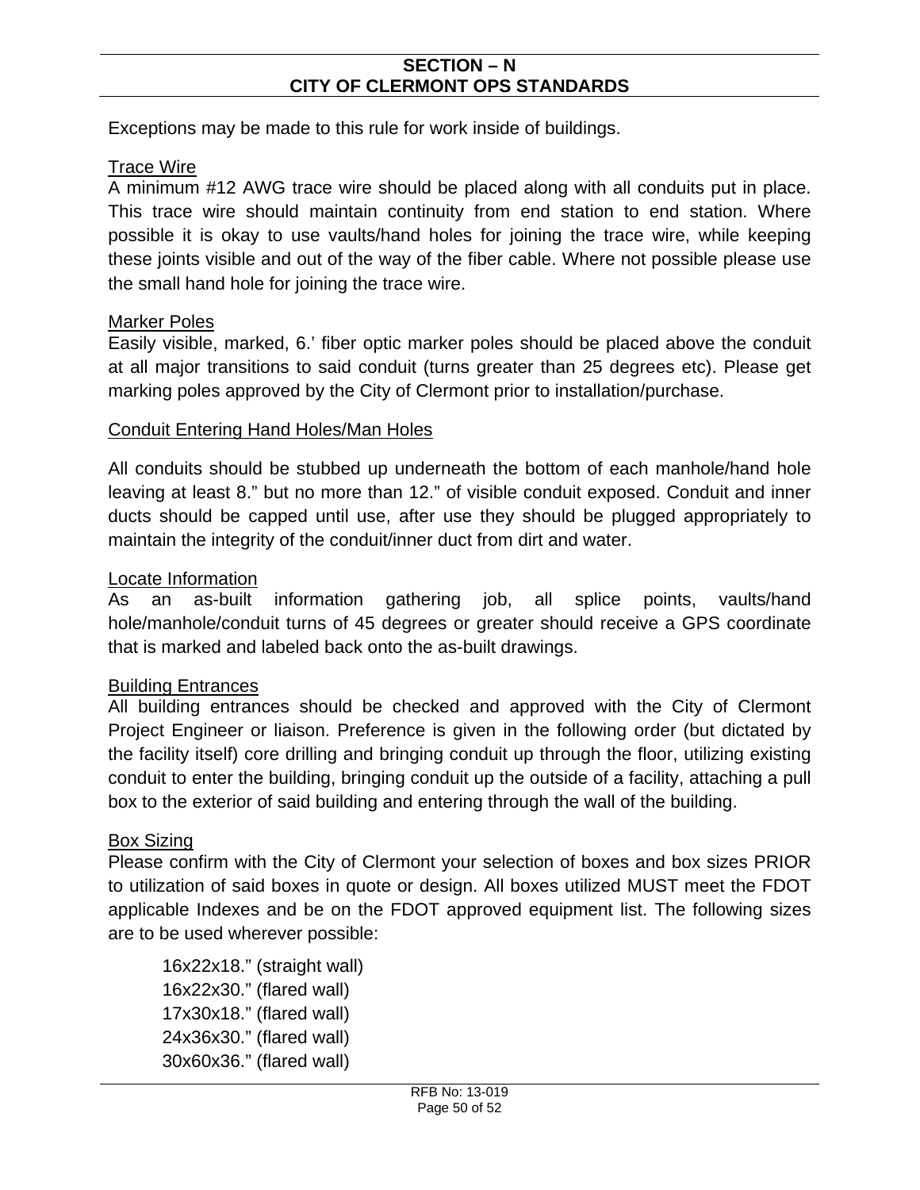Exceptions may be made to this rule for work inside of buildings.

<u>Trace Wire</u>

A minimum #12 AWG trace wire should be placed along with all conduits put in place. This trace wire should maintain continuity from end station to end station. Where possible it is okay to use vaults/hand holes for joining the trace wire, while keeping these joints visible and out of the way of the fiber cable. Where not possible please use the small hand hole for joining the trace wire.

<u>Marker Poles</u>

Easily visible, marked, 6.' fiber optic marker poles should be placed above the conduit at all major transitions to said conduit (turns greater than 25 degrees etc). Please get marking poles approved by the City of Clermont prior to installation/purchase.

<u>Conduit Entering Hand Holes/Man Holes</u>

All conduits should be stubbed up underneath the bottom of each manhole/hand hole leaving at least 8." but no more than 12." of visible conduit exposed. Conduit and inner ducts should be capped until use, after use they should be plugged appropriately to maintain the integrity of the conduit/inner duct from dirt and water.

<u>Locate Information</u>

As an as-built information gathering job, all splice points, vaults/hand hole/manhole/conduit turns of 45 degrees or greater should receive a GPS coordinate that is marked and labeled back onto the as-built drawings.

<u>Building Entrances</u>

All building entrances should be checked and approved with the City of Clermont Project Engineer or liaison. Preference is given in the following order (but dictated by the facility itself) core drilling and bringing conduit up through the floor, utilizing existing conduit to enter the building, bringing conduit up the outside of a facility, attaching a pull box to the exterior of said building and entering through the wall of the building.

<u>Box Sizing</u>

Please confirm with the City of Clermont your selection of boxes and box sizes PRIOR to utilization of said boxes in quote or design. All boxes utilized MUST meet the FDOT applicable Indexes and be on the FDOT approved equipment list. The following sizes are to be used wherever possible:

16x22x18." (straight wall)
16x22x30." (flared wall)
17x30x18." (flared wall)
24x36x30." (flared wall)
30x60x36." (flared wall)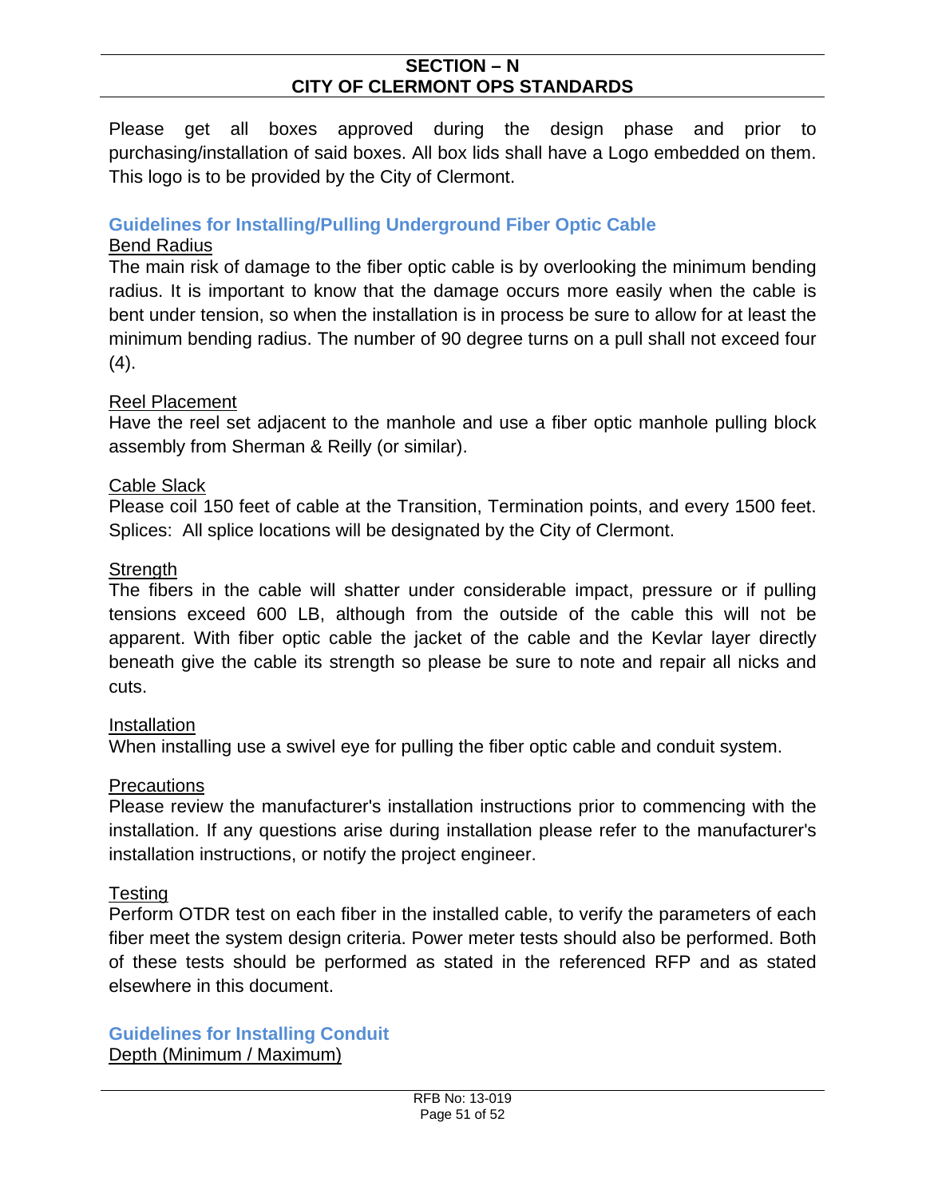Please get all boxes approved during the design phase and prior to purchasing/installation of said boxes. All box lids shall have a Logo embedded on them. This logo is to be provided by the City of Clermont.

## Guidelines for Installing/Pulling Underground Fiber Optic Cable

### Bend Radius

The main risk of damage to the fiber optic cable is by overlooking the minimum bending radius. It is important to know that the damage occurs more easily when the cable is bent under tension, so when the installation is in process be sure to allow for at least the minimum bending radius. The number of 90 degree turns on a pull shall not exceed four (4).

### Reel Placement

Have the reel set adjacent to the manhole and use a fiber optic manhole pulling block assembly from Sherman & Reilly (or similar).

### Cable Slack

Please coil 150 feet of cable at the Transition, Termination points, and every 1500 feet. Splices: All splice locations will be designated by the City of Clermont.

### Strength

The fibers in the cable will shatter under considerable impact, pressure or if pulling tensions exceed 600 LB, although from the outside of the cable this will not be apparent. With fiber optic cable the jacket of the cable and the Kevlar layer directly beneath give the cable its strength so please be sure to note and repair all nicks and cuts.

### Installation

When installing use a swivel eye for pulling the fiber optic cable and conduit system.

### Precautions

Please review the manufacturer's installation instructions prior to commencing with the installation. If any questions arise during installation please refer to the manufacturer's installation instructions, or notify the project engineer.

### Testing

Perform OTDR test on each fiber in the installed cable, to verify the parameters of each fiber meet the system design criteria. Power meter tests should also be performed. Both of these tests should be performed as stated in the referenced RFP and as stated elsewhere in this document.

## Guidelines for Installing Conduit

### Depth (Minimum / Maximum)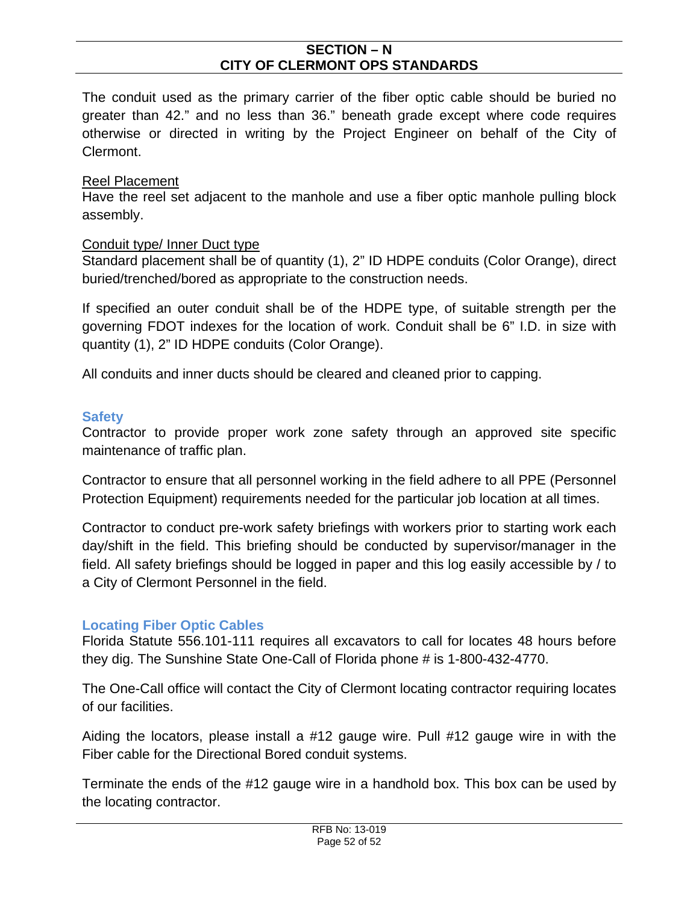The conduit used as the primary carrier of the fiber optic cable should be buried no greater than 42." and no less than 36." beneath grade except where code requires otherwise or directed in writing by the Project Engineer on behalf of the City of Clermont.

<u>Reel Placement</u>

Have the reel set adjacent to the manhole and use a fiber optic manhole pulling block assembly.

<u>Conduit type/ Inner Duct type</u>

Standard placement shall be of quantity (1), 2" ID HDPE conduits (Color Orange), direct buried/trenched/bored as appropriate to the construction needs.

If specified an outer conduit shall be of the HDPE type, of suitable strength per the governing FDOT indexes for the location of work. Conduit shall be 6" I.D. in size with quantity (1), 2" ID HDPE conduits (Color Orange).

All conduits and inner ducts should be cleared and cleaned prior to capping.

### Safety

Contractor to provide proper work zone safety through an approved site specific maintenance of traffic plan.

Contractor to ensure that all personnel working in the field adhere to all PPE (Personnel Protection Equipment) requirements needed for the particular job location at all times.

Contractor to conduct pre-work safety briefings with workers prior to starting work each day/shift in the field. This briefing should be conducted by supervisor/manager in the field. All safety briefings should be logged in paper and this log easily accessible by / to a City of Clermont Personnel in the field.

### Locating Fiber Optic Cables

Florida Statute 556.101-111 requires all excavators to call for locates 48 hours before they dig. The Sunshine State One-Call of Florida phone # is 1-800-432-4770.

The One-Call office will contact the City of Clermont locating contractor requiring locates of our facilities.

Aiding the locators, please install a #12 gauge wire. Pull #12 gauge wire in with the Fiber cable for the Directional Bored conduit systems.

Terminate the ends of the #12 gauge wire in a handhold box. This box can be used by the locating contractor.